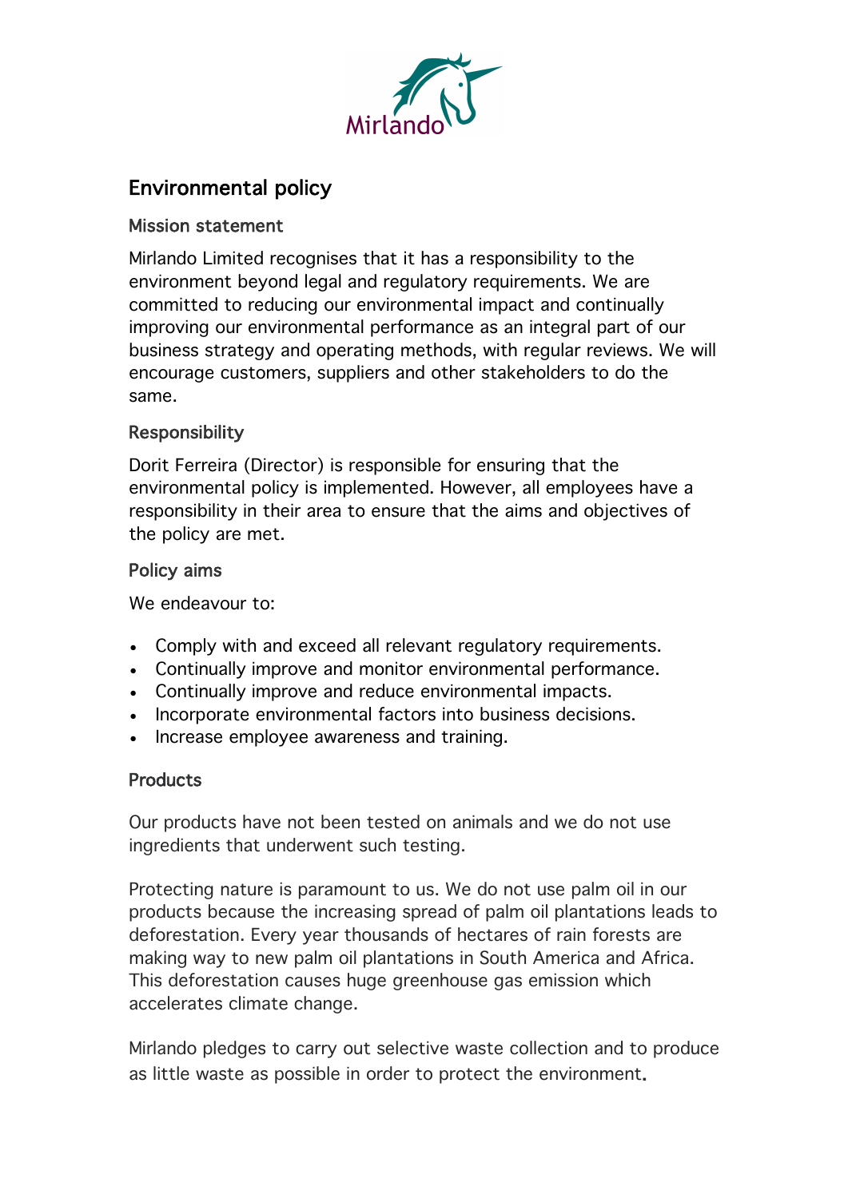Mirlando

# Environmental policy

## Mission statement

Mirlando Limited recognises that it has a responsibility to the environment beyond legal and regulatory requirements. We are committed to reducing our environmental impact and continually improving our environmental performance as an integral part of our business strategy and operating methods, with regular reviews. We will encourage customers, suppliers and other stakeholders to do the same.

## Responsibility

Dorit Ferreira (Director) is responsible for ensuring that the environmental policy is implemented. However, all employees have a responsibility in their area to ensure that the aims and objectives of the policy are met.

## Policy aims

We endeavour to:

- Comply with and exceed all relevant regulatory requirements.
- Continually improve and monitor environmental performance.
- Continually improve and reduce environmental impacts.
- Incorporate environmental factors into business decisions.
- Increase employee awareness and training.

## Products

Our products have not been tested on animals and we do not use ingredients that underwent such testing.

Protecting nature is paramount to us. We do not use palm oil in our products because the increasing spread of palm oil plantations leads to deforestation. Every year thousands of hectares of rain forests are making way to new palm oil plantations in South America and Africa. This deforestation causes huge greenhouse gas emission which accelerates climate change.

Mirlando pledges to carry out selective waste collection and to produce as little waste as possible in order to protect the environment.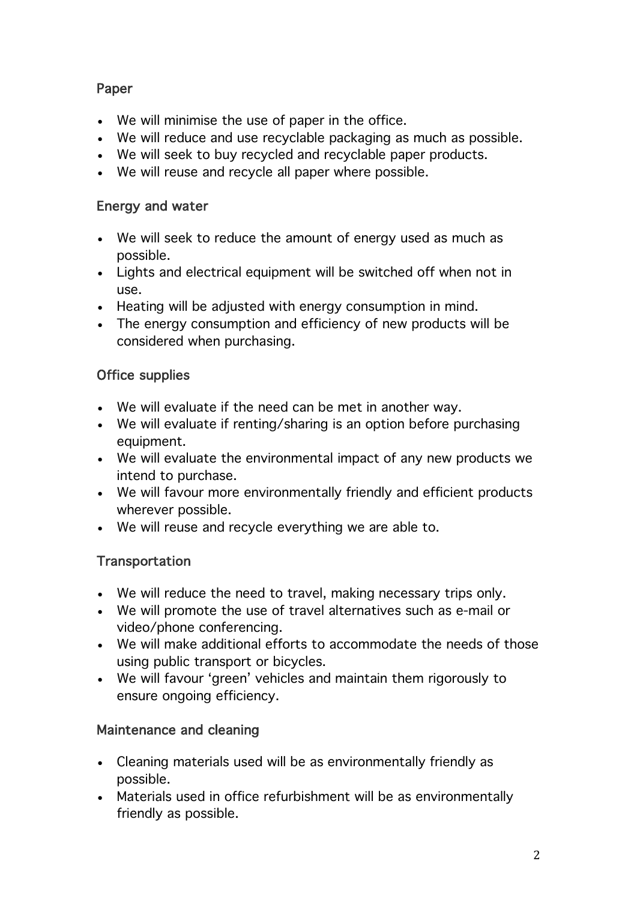### Paper

- We will minimise the use of paper in the office.
- We will reduce and use recyclable packaging as much as possible.
- We will seek to buy recycled and recyclable paper products.
- We will reuse and recycle all paper where possible.

### Energy and water

- We will seek to reduce the amount of energy used as much as possible.
- Lights and electrical equipment will be switched off when not in use.
- Heating will be adjusted with energy consumption in mind.
- The energy consumption and efficiency of new products will be considered when purchasing.

### Office supplies

- We will evaluate if the need can be met in another way.
- We will evaluate if renting/sharing is an option before purchasing equipment.
- We will evaluate the environmental impact of any new products we intend to purchase.
- We will favour more environmentally friendly and efficient products wherever possible.
- We will reuse and recycle everything we are able to.

### Transportation

- We will reduce the need to travel, making necessary trips only.
- We will promote the use of travel alternatives such as e-mail or video/phone conferencing.
- We will make additional efforts to accommodate the needs of those using public transport or bicycles.
- We will favour 'green' vehicles and maintain them rigorously to ensure ongoing efficiency.

### Maintenance and cleaning

- Cleaning materials used will be as environmentally friendly as possible.
- Materials used in office refurbishment will be as environmentally friendly as possible.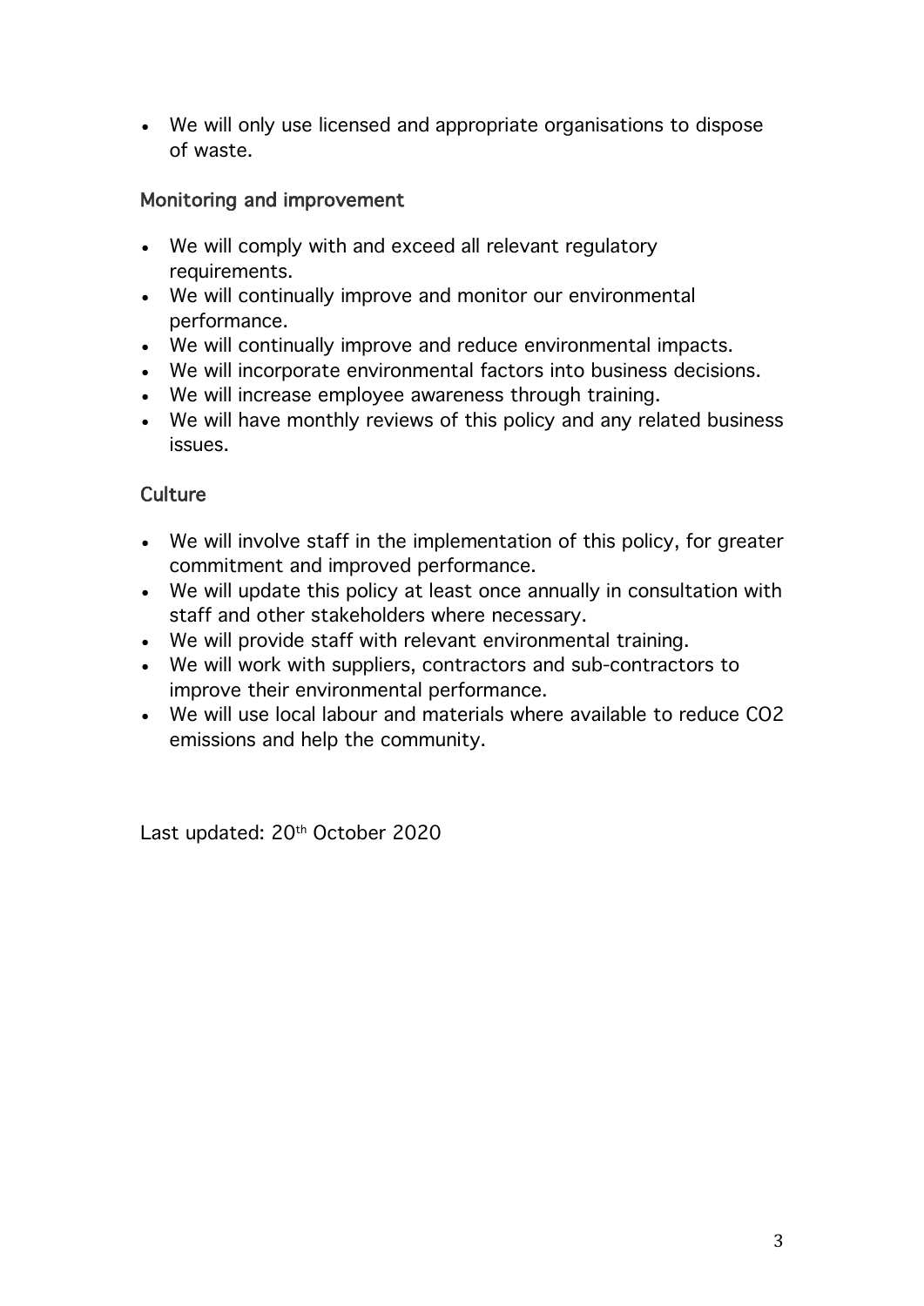- We will only use licensed and appropriate organisations to dispose of waste.

### Monitoring and improvement

- We will comply with and exceed all relevant regulatory requirements.
- We will continually improve and monitor our environmental performance.
- We will continually improve and reduce environmental impacts.
- We will incorporate environmental factors into business decisions.
- We will increase employee awareness through training.
- We will have monthly reviews of this policy and any related business issues.

### Culture

- We will involve staff in the implementation of this policy, for greater commitment and improved performance.
- We will update this policy at least once annually in consultation with staff and other stakeholders where necessary.
- We will provide staff with relevant environmental training.
- We will work with suppliers, contractors and sub-contractors to improve their environmental performance.
- We will use local labour and materials where available to reduce $CO_2$ emissions and help the community.

Last updated: 20th October 2020